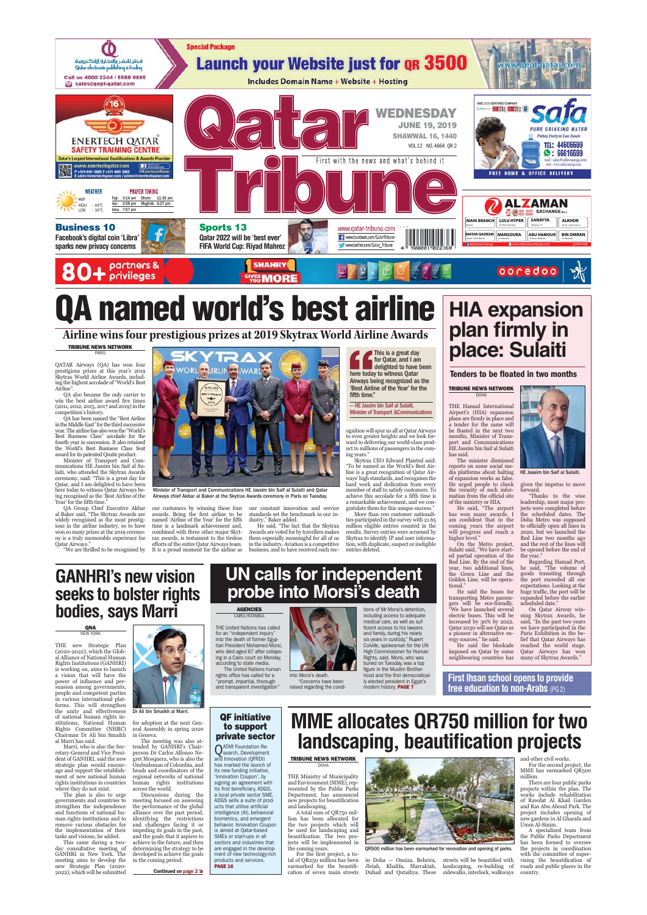# Qatar Tribune

WEDNESDAY JUNE 19, 2019
SHAWWAL 16, 1440
VOL.12 NO. 4664 QR 2

First with the news and what's behind it

**Business 10** — Facebook's digital coin 'Libra' sparks new privacy concerns

**Sports 13** — Qatar 2022 will be 'best ever' FIFA World Cup: Riyad Mahrez

# QA named world's best airline

## Airline wins four prestigious prizes at 2019 Skytrax World Airline Awards

**TRIBUNE NEWS NETWORK**
PARIS

QATAR Airways (QA) has won four prestigious prizes at this year's 2019 Skytrax World Airline Awards, including the highest accolade of "World's Best Airline".

QA also became the only carrier to win the best airline award five times (2011, 2012, 2015, 2017 and 2019) in the competition's history.

QA has been named the "Best Airline in the Middle East" for the third successive year. The airline has also won the "World's Best Business Class" accolade for the fourth year in succession. It also retained the World's Best Business Class Seat award for its patented Qsuite product.

Minister of Transport and Communications HE Jassim bin Saif al Sulaiti, who attended the Skytrax Awards ceremony, said: "This is a great day for Qatar, and I am delighted to have been here today to witness Qatar Airways being recognised as the 'Best Airline of the Year' for the fifth time."

QA Group Chief Executive Akbar al Baker said, "The Skytrax Awards are widely recognised as the most prestigious in the airline industry, so to have won so many prizes at the 2019 ceremony is a truly memorable experience for Qatar Airways."

"We are thrilled to be recognised by our customers by winning these four awards. Being the first airline to be named 'Airline of the Year' for the fifth time is a landmark achievement and, combined with three other major Skytrax awards, is testament to the tireless efforts of the entire Qatar Airways team. It is a proud moment for the airline as our constant innovation and service standards set the benchmark in our industry," Baker added.

He said, "The fact that the Skytrax Awards are voted for by travellers makes them especially meaningful for all of us in the industry. Aviation is a competitive business, and to have received such recognition will spur us all at Qatar Airways to even greater heights and we look forward to delivering our world-class product to millions of passengers in the coming years."

Skytrax CEO Edward Plaisted said: "To be named as the World's Best Airline is a great recognition of Qatar Airways' high standards, and recognises the hard work and dedication from every member of staff to satisfy customers. To achieve this accolade for a fifth time is a remarkable achievement, and we congratulate them for this unique success."

More than 100 customer nationalities participated in the survey with 21.65 million eligible entries counted in the results. Survey entries were screened by Skytrax to identify IP and user information, with duplicate, suspect or ineligible entries deleted.

Minister of Transport and Communications HE Jassim bin Saif al Sulaiti and Qatar Airways chief Akbar al Baker at the Skytrax Awards ceremony in Paris on Tuesday.

> This is a great day for Qatar, and I am delighted to have been here today to witness Qatar Airways being recognised as the 'Best Airline of the Year' for the fifth time."
>
> — HE Jassim bin Saif al Sulaiti, Minister of Transport &Communications

# HIA expansion plan firmly in place: Sulaiti

## Tenders to be floated in two months

**TRIBUNE NEWS NETWORK**
DOHA

THE Hamad International Airport's (HIA) expansion plans are firmly in place and a tender for the same will be floated in the next two months, Minister of Transport and Communications HE Jassim bin Saif al Sulaiti has said.

The minister dismissed reports on some social media platforms about halting of expansion works as false. He urged people to check the veracity of such information from the official site of the ministry or HIA.

He said, "The airport has won many awards. I am confident that in the coming years the airport will progress and reach a higher level."

On the Metro project, Sulaiti said, "We have started partial operation of the Red Line. By the end of the year, two additional lines, the Green Line and the Golden Line, will be operational."

He said the buses for transporting Metro passengers will be eco-friendly. "We have launched several electric buses. This will be increased by 30% by 2022. Qatar 2030 will see Qatar as a pioneer in alternative energy sources," he said.

He said the blockade imposed on Qatar by some neighbouring countries has given the impetus to move forward.

"Thanks to the wise leadership, most major projects were completed before the scheduled dates. The Doha Metro was supposed to officially open all lines in 2020, but we launched the Red Line two months ago and the rest of the lines will be opened before the end of the year."

Regarding Hamad Port, he said, "The volume of goods transiting through the port exceeded all our expectations. Looking at the huge traffic, the port will be expanded before the earlier scheduled date."

On Qatar Airway winning Skytrax Awards, he said, "In the past two years we have participated in the Paris Exhibition in the belief that Qatar Airways has reached the world stage. Qatar Airways has won many of Skytrax Awards."

HE Jassim bin Saif al Sulaiti.

**First Ihsan school opens to provide free education to non-Arabs** (PG 2)

# GANHRI's new vision seeks to bolster rights bodies, says Marri

**QNA**
NEW YORK

THE new Strategic Plan (2020-2022), which the Global Alliance of National Human Rights Institutions (GANHRI) is working on, aims to launch a vision that will have the power of influence and persuasion among governments, people and competent parties in various international platforms. This will strengthen the unity and effectiveness of national human rights institutions, National Human Rights Committee (NHRC) Chairman Dr Ali bin Smaikh al Marri has said.

Marri, who is also the Secretary-General and Vice President of GANHRI, said the new strategic plan would encourage and support the establishment of new national human rights institutions in countries where they do not exist.

The plan is also to urge governments and countries to strengthen the independence and functions of national human rights institutions and to remove various obstacles for the implementation of their tasks and visions, he added.

This came during a two-day consultative meeting of GANHRI in New York. The meeting was to develop the new Strategic Plan (2020-2022), which will be submitted for adoption at the next General Assembly in spring 2020 in Geneva.

The meeting was also attended by GANHRI's Chairperson Dr Carlos Alfonso Negret Mosquera, who is also the Ombudsman of Colombia, and heads and coordinators of the regional networks of national human rights institutions across the world.

Discussions during the meeting focused on assessing the performance of the global alliance over the past period, identifying the restrictions and challenges facing it or impeding its goals in the past, and the goals that it aspires to achieve in the future, and then determining the strategy to be developed to achieve the goals in the coming period.

Dr Ali bin Smaikh al Marri.

Continued on page 2

# UN calls for independent probe into Morsi's death

**AGENCIES**
CAIRO/ISTANBUL

THE United Nations has called for an "independent inquiry" into the death of former Egyptian President Mohamed Morsi, who died aged 67 after collapsing in a Cairo court on Monday, according to state media.

The United Nations human rights office has called for a "prompt, impartial, thorough and transparent investigation" into Morsi's death.

"Concerns have been raised regarding the conditions of Mr Morsi's detention, including access to adequate medical care, as well as sufficient access to his lawyers and family, during his nearly six years in custody," Rupert Colville, spokesman for the UN High Commissioner for Human Rights, said. Morsi, who was buried on Tuesday, was a top figure in the Muslim Brotherhood and the first democratically elected president in Egypt's modern history. **PAGE 7**

## QF initiative to support private sector

QATAR Foundation Research, Development and Innovation (QFRDI) has marked the launch of its new funding initiative, 'Innovation Coupon', by signing an agreement with its first beneficiary, ADGS, a local private sector SME. ADGS sells a suite of products that utilise artificial intelligence (AI), behavioral biometrics, and emergent behavior. Innovation Coupon is aimed at Qatar-based SMEs or start-ups in all sectors and industries that are engaged in the development of new technology-rich products and services. **PAGE 16**

# MME allocates QR750 million for two landscaping, beautification projects

**TRIBUNE NEWS NETWORK**
DOHA

THE Ministry of Municipality and Environment (MME), represented by the Public Parks Department, has announced new projects for beautification and landscaping.

A total sum of QR750 million has been allocated for the two projects which will be used for landscaping and beautification. The two projects will be implemented in the coming years.

For the first project, a total of QR250 million has been earmarked for the beautification of seven main streets in Doha — Onaiza, Beheira, Jleiah, Khalifa, Marrakish, Duhail and Qutaifiya. These streets will be beautified with landscaping, re-building of sidewalks, interlock, walkways and other civil works.

For the second project, the MME has earmarked QR500 million.

There are four public parks projects within the plan. The works include rehabilitation of Rawdat Al Khail Garden and Ras Abu Aboud Park. The project includes opening of new gardens in Al Gharafa and Umm Al-Sinim.

A specialized team from the Public Parks Department has been formed to oversee the projects in coordination with the committee of supervising the beautification of roads and public places in the country.

QR500 million has been earmarked for renovation and opening of parks.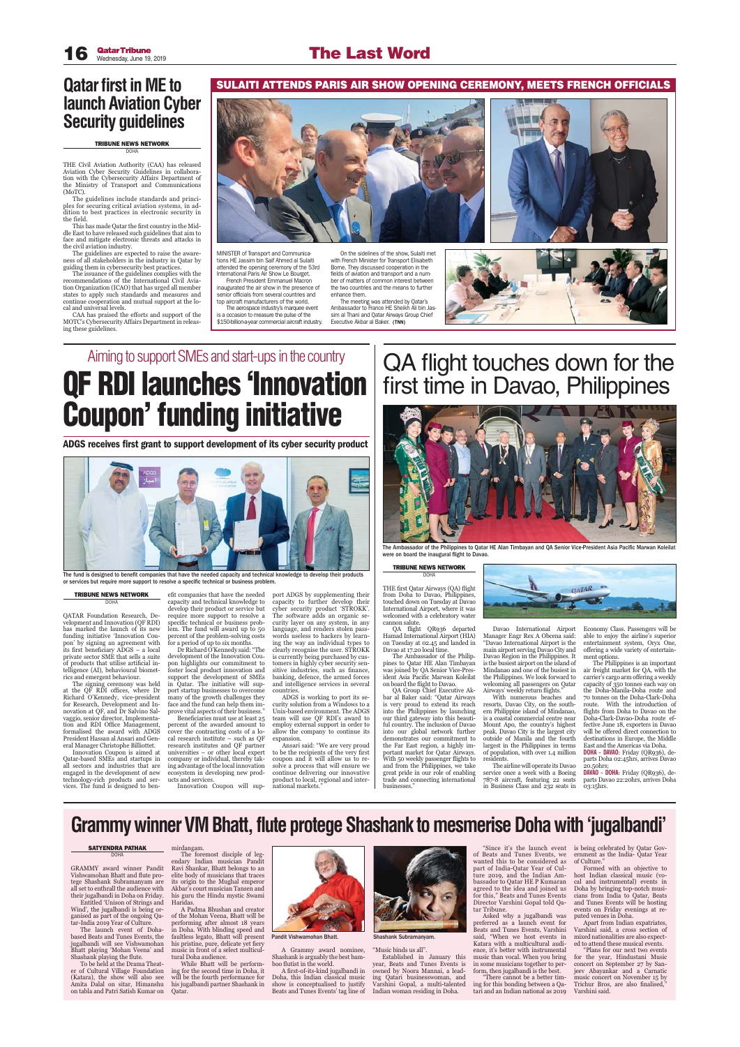# The Last Word

## Qatar first in ME to launch Aviation Cyber Security guidelines

**TRIBUNE NEWS NETWORK**
DOHA

THE Civil Aviation Authority (CAA) has released Aviation Cyber Security Guidelines in collaboration with the Cybersecurity Affairs Department of the Ministry of Transport and Communications (MoTC).

The guidelines include standards and principles for securing critical aviation systems, in addition to best practices in electronic security in the field.

This has made Qatar the first country in the Middle East to have released such guidelines that aim to face and mitigate electronic threats and attacks in the civil aviation industry.

The guidelines are expected to raise the awareness of all stakeholders in the industry in Qatar by guiding them in cybersecurity best practices.

The issuance of the guidelines complies with the recommendations of the International Civil Aviation Organization (ICAO) that has urged all member states to apply such standards and measures and continue cooperation and mutual support at the local and universal levels.

CAA has praised the efforts and support of the MOTC's Cybersecurity Affairs Department in releasing these guidelines.

## SULAITI ATTENDS PARIS AIR SHOW OPENING CEREMONY, MEETS FRENCH OFFICIALS

MINISTER of Transport and Communications HE Jassim bin Saif Ahmed al Sulaiti attended the opening ceremony of the 53rd International Paris Air Show Le Bourget.

French President Emmanuel Macron inaugurated the air show in the presence of senior officials from several countries and top aircraft manufacturers of the world.

The aerospace industry's marquee event is a occasion to measure the pulse of the $150-billion-a-year commercial aircraft industry.

On the sidelines of the show, Sulaiti met with French Minister for Transport Elisabeth Borne. They discussed cooperation in the fields of aviation and transport and a number of matters of common interest between the two countries and the means to further enhance them.

The meeting was attended by Qatar's Ambassador to France HE Sheikh Ali bin Jassim al Thani and Qatar Airways Group Chief Executive Akbar al Baker. **(TNN)**

### Aiming to support SMEs and start-ups in the country

## QF RDI launches 'Innovation Coupon' funding initiative

**ADGS receives first grant to support development of its cyber security product**

The fund is designed to benefit companies that have the needed capacity and technical knowledge to develop their products or services but require more support to resolve a specific technical or business problem.

**TRIBUNE NEWS NETWORK**
DOHA

QATAR Foundation Research, Development and Innovation (QF RDI) has marked the launch of its new funding initiative 'Innovation Coupon' by signing an agreement with its first beneficiary ADGS – a local private sector SME that sells a suite of products that utilise artificial intelligence (AI), behavioural biometrics and emergent behaviour.

The signing ceremony was held at the QF RDI offices, where Dr Richard O'Kennedy, vice-president for Research, Development and Innovation at QF, and Dr Salvino Salvaggio, senior director, Implementation and RDI Office Management, formalised the award with ADGS President Hassan al Ansari and General Manager Christophe Billiottet.

Innovation Coupon is aimed at Qatar-based SMEs and startups in all sectors and industries that are engaged in the development of new technology-rich products and services. The fund is designed to benefit companies that have the needed capacity and technical knowledge to develop their product or service but require more support to resolve a specific technical or business problem. The fund will award up to 50 percent of the problem-solving costs for a period of up to six months.

Dr Richard O'Kennedy said: "The development of the Innovation Coupon highlights our commitment to foster local product innovation and support the development of SMEs in Qatar. The initiative will support startup businesses to overcome many of the growth challenges they face and the fund can help them improve vital aspects of their business."

Beneficiaries must use at least 25 percent of the awarded amount to cover the contracting costs of a local research institute – such as QF research institutes and QF partner universities – or other local expert company or individual, thereby taking advantage of the local innovation ecosystem in developing new products and services.

Innovation Coupon will support ADGS by supplementing their capacity to further develop their cyber security product 'STROKK'. The software adds an organic security layer on any system, in any language, and renders stolen passwords useless to hackers by learning the way an individual types to clearly recognise the user. STROKK is currently being purchased by customers in highly cyber security sensitive industries, such as finance, banking, defence, the armed forces and intelligence services in several countries.

ADGS is working to port its security solution from a Windows to a Unix-based environment. The ADGS team will use QF RDI's award to employ external support in order to allow the company to continue its expansion.

Ansari said: "We are very proud to be the recipients of the very first coupon and it will allow us to resolve a process that will ensure we continue delivering our innovative product to local, regional and international markets."

## QA flight touches down for the first time in Davao, Philippines

The Ambassador of the Philippines to Qatar HE Alan Timbayan and QA Senior Vice-President Asia Pacific Marwan Koleilat were on board the inaugural flight to Davao.

**TRIBUNE NEWS NETWORK**
DOHA

THE first Qatar Airways (QA) flight from Doha to Davao, Philippines, touched down on Tuesday at Davao International Airport, where it was welcomed with a celebratory water cannon salute.

QA flight QR936 departed Hamad International Airport (HIA) on Tuesday at 02:45 and landed in Davao at 17:20 local time.

The Ambassador of the Philippines to Qatar HE Alan Timbayan was joined by QA Senior Vice-President Asia Pacific Marwan Koleilat on board the flight to Davao.

QA Group Chief Executive Akbar al Baker said: "Qatar Airways is very proud to extend its reach into the Philippines by launching our third gateway into this beautiful country. The inclusion of Davao into our global network further demonstrates our commitment to the Far East region, a highly important market for Qatar Airways. With 50 weekly passenger flights to and from the Philippines, we take great pride in our role of enabling trade and connecting international businesses."

Davao International Airport Manager Engr Rex A Obcena said: "Davao International Airport is the main airport serving Davao City and Davao Region in the Philippines. It is the busiest airport on the island of Mindanao and one of the busiest in the Philippines. We look forward to welcoming all passengers on Qatar Airways' weekly return flights."

With numerous beaches and resorts, Davao City, on the southern Philippine island of Mindanao, is a coastal commercial centre near Mount Apo, the country's highest peak. Davao City is the largest city outside of Manila and the fourth largest in the Philippines in terms of population, with over 1.4 million residents.

The airline will operate its Davao service once a week with a Boeing 787-8 aircraft, featuring 22 seats in Business Class and 232 seats in Economy Class. Passengers will be able to enjoy the airline's superior entertainment system, Oryx One, offering a wide variety of entertainment options.

The Philippines is an important air freight market for QA, with the carrier's cargo arm offering a weekly capacity of 350 tonnes each way on the Doha-Manila-Doha route and 70 tonnes on the Doha-Clark-Doha route. With the introduction of flights from Doha to Davao on the Doha-Clark-Davao-Doha route effective June 18, exporters in Davao will be offered direct connection to destinations in Europe, the Middle East and the Americas via Doha.

**DOHA - DAVAO:** Friday (QR936), departs Doha 02:45hrs, arrives Davao 20.50hrs;

**DAVAO - DOHA:** Friday (QR936), departs Davao 22:20hrs, arrives Doha 03:15hrs.

## Grammy winner VM Bhatt, flute protege Shashank to mesmerise Doha with 'jugalbandi'

**SATYENDRA PATHAK**
DOHA

GRAMMY award winner Pandit Vishwamohan Bhatt and flute protege Shashank Subramanyam are all set to enthrall the audience with their jugalbandi in Doha on Friday.

Entitled 'Unison of Strings and Wind', the jugalbandi is being organised as part of the ongoing Qatar-India 2019 Year of Culture.

The launch event of Doha-based Beats and Tunes Events, the jugalbandi will see Vishwamohan Bhatt playing 'Mohan Veena' and Shashank playing the flute.

To be held at the Drama Theater of Cultural Village Foundation (Katara), the show will also see Amita Dalal on sitar, Himanshu on tabla and Patri Satish Kumar on mirdangam.

The foremost disciple of legendary Indian musician Pandit Ravi Shankar, Bhatt belongs to an elite body of musicians that traces its origin to the Mughal emperor Akbar's court musician Tansen and his guru the Hindu mystic Swami Haridas.

A Padma Bhushan and creator of the Mohan Veena, Bhatt will be performing after almost 18 years in Doha. With blinding speed and faultless legato, Bhatt will present his pristine, pure, delicate yet fiery music in front of a select multicultural Doha audience.

While Bhatt will be performing for the second time in Doha, it will be the fourth performance for his jugalbandi partner Shashank in Qatar.

Pandit Vishwamohan Bhatt.

Shashank Subramanyam.

A Grammy award nominee, Shashank is arguably the best bamboo flutist in the world.

A first-of-its-kind jugalbandi in Doha, this Indian classical music show is conceptualised to justify Beats and Tunes Events' tag line of "Music binds us all".

Established in January this year, Beats and Tunes Events is owned by Noora Mannai, a leading Qatari businesswoman, and Varshini Gopal, a multi-talented Indian woman residing in Doha.

"Since it's the launch event of Beats and Tunes Events, we wanted this to be considered as part of India-Qatar Year of Culture 2019, and the Indian Ambassador to Qatar HE P Kumaran agreed to the idea and joined us for this," Beats and Tunes Events Director Varshini Gopal told Qatar Tribune.

Asked why a jugalbandi was preferred as a launch event for Beats and Tunes Events, Varshini said, "When we host events in Katara with a multicultural audience, it's better with instrumental music than vocal. When you bring in some musicians together to perform, then jugalbandi is the best.

"There cannot be a better timing for this bonding between a Qatari and an Indian national as 2019 is being celebrated by Qatar Government as the India-Qatar Year of Culture."

Formed with an objective to host Indian classical music (vocal and instrumental) events in Doha by bringing top-notch musicians from India to Qatar, Beats and Tunes Events will be hosting events on Friday evenings at reputed venues in Doha.

Apart from Indian expatriates, Varshini said, a cross section of mixed nationalities are also expected to attend these musical events.

"Plans for our next two events for the year, Hindustani Music concert on September 27 by Sanjeev Abayankar and a Carnatic music concert on November 15 by Trichur Bros, are also finalised," Varshini said.